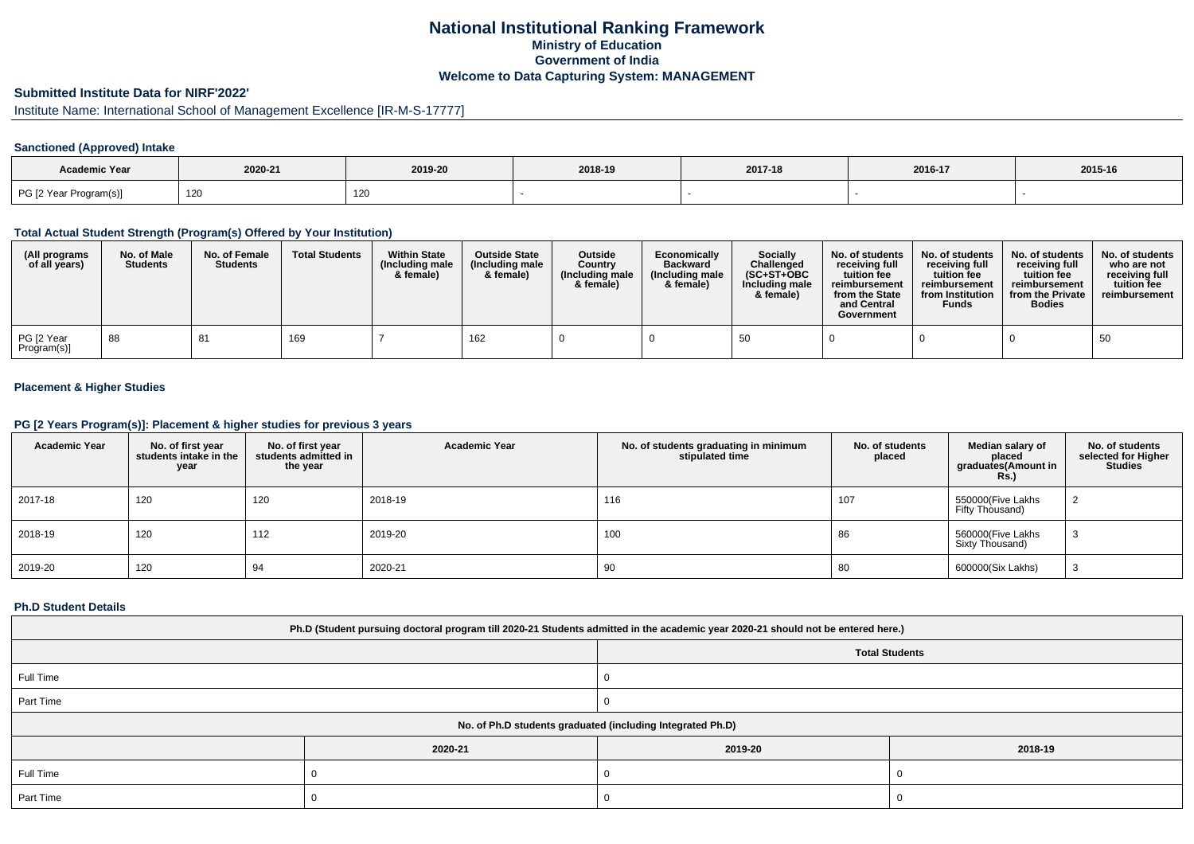# National Institutional Ranking Framework

## Ministry of Education

## Government of India

## Welcome to Data Capturing System: MANAGEMENT

### Submitted Institute Data for NIRF'2022'

Institute Name: International School of Management Excellence [IR-M-S-17777]

#### Sanctioned (Approved) Intake

| Academic Year | 2020-21 | 2019-20 | 2018-19 | 2017-18 | 2016-17 | 2015-16 |
|---|---|---|---|---|---|---|
| PG [2 Year Program(s)] | 120 | 120 | - | - | - | - |

#### Total Actual Student Strength (Program(s) Offered by Your Institution)

| (All programs of all years) | No. of Male Students | No. of Female Students | Total Students | Within State (Including male & female) | Outside State (Including male & female) | Outside Country (Including male & female) | Economically Backward (Including male & female) | Socially Challenged (SC+ST+OBC Including male & female) | No. of students receiving full tuition fee reimbursement from the State and Central Government | No. of students receiving full tuition fee reimbursement from Institution Funds | No. of students receiving full tuition fee reimbursement from the Private Bodies | No. of students who are not receiving full tuition fee reimbursement |
|---|---|---|---|---|---|---|---|---|---|---|---|---|
| PG [2 Year Program(s)] | 88 | 81 | 169 | 7 | 162 | 0 | 0 | 50 | 0 | 0 | 0 | 50 |

#### Placement & Higher Studies

#### PG [2 Years Program(s)]: Placement & higher studies for previous 3 years

| Academic Year | No. of first year students intake in the year | No. of first year students admitted in the year | Academic Year | No. of students graduating in minimum stipulated time | No. of students placed | Median salary of placed graduates(Amount in Rs.) | No. of students selected for Higher Studies |
|---|---|---|---|---|---|---|---|
| 2017-18 | 120 | 120 | 2018-19 | 116 | 107 | 550000(Five Lakhs Fifty Thousand) | 2 |
| 2018-19 | 120 | 112 | 2019-20 | 100 | 86 | 560000(Five Lakhs Sixty Thousand) | 3 |
| 2019-20 | 120 | 94 | 2020-21 | 90 | 80 | 600000(Six Lakhs) | 3 |

#### Ph.D Student Details

| Ph.D (Student pursuing doctoral program till 2020-21 Students admitted in the academic year 2020-21 should not be entered here.) | |
|---|---|
| | Total Students |
| Full Time | 0 |
| Part Time | 0 |

| No. of Ph.D students graduated (including Integrated Ph.D) | | | |
|---|---|---|---|
| | 2020-21 | 2019-20 | 2018-19 |
| Full Time | 0 | 0 | 0 |
| Part Time | 0 | 0 | 0 |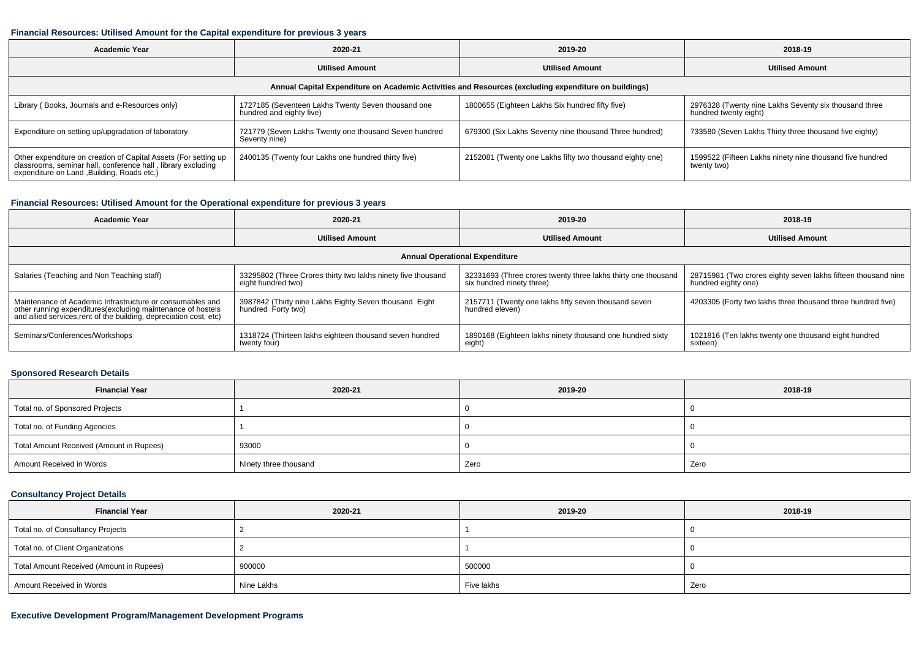### Financial Resources: Utilised Amount for the Capital expenditure for previous 3 years

| Academic Year | 2020-21 | 2019-20 | 2018-19 |
|---|---|---|---|
| | Utilised Amount | Utilised Amount | Utilised Amount |
| Annual Capital Expenditure on Academic Activities and Resources (excluding expenditure on buildings) | | | |
| Library ( Books, Journals and e-Resources only) | 1727185 (Seventeen Lakhs Twenty Seven thousand one hundred and eighty five) | 1800655 (Eighteen Lakhs Six hundred fifty five) | 2976328 (Twenty nine Lakhs Seventy six thousand three hundred twenty eight) |
| Expenditure on setting up/upgradation of laboratory | 721779 (Seven Lakhs Twenty one thousand Seven hundred Seventy nine) | 679300 (Six Lakhs Seventy nine thousand Three hundred) | 733580 (Seven Lakhs Thirty three thousand five eighty) |
| Other expenditure on creation of Capital Assets (For setting up classrooms, seminar hall, conference hall , library excluding expenditure on Land ,Building, Roads etc.) | 2400135 (Twenty four Lakhs one hundred thirty five) | 2152081 (Twenty one Lakhs fifty two thousand eighty one) | 1599522 (Fifteen Lakhs ninety nine thousand five hundred twenty two) |

### Financial Resources: Utilised Amount for the Operational expenditure for previous 3 years

| Academic Year | 2020-21 | 2019-20 | 2018-19 |
|---|---|---|---|
| | Utilised Amount | Utilised Amount | Utilised Amount |
| Annual Operational Expenditure | | | |
| Salaries (Teaching and Non Teaching staff) | 33295802 (Three Crores thirty two lakhs ninety five thousand eight hundred two) | 32331693 (Three crores twenty three lakhs thirty one thousand six hundred ninety three) | 28715981 (Two crores eighty seven lakhs fifteen thousand nine hundred eighty one) |
| Maintenance of Academic Infrastructure or consumables and other running expenditures(excluding maintenance of hostels and allied services,rent of the building, depreciation cost, etc) | 3987842 (Thirty nine Lakhs Eighty Seven thousand Eight hundred Forty two) | 2157711 (Twenty one lakhs fifty seven thousand seven hundred eleven) | 4203305 (Forty two lakhs three thousand three hundred five) |
| Seminars/Conferences/Workshops | 1318724 (Thirteen lakhs eighteen thousand seven hundred twenty four) | 1890168 (Eighteen lakhs ninety thousand one hundred sixty eight) | 1021816 (Ten lakhs twenty one thousand eight hundred sixteen) |

### Sponsored Research Details

| Financial Year | 2020-21 | 2019-20 | 2018-19 |
|---|---|---|---|
| Total no. of Sponsored Projects | 1 | 0 | 0 |
| Total no. of Funding Agencies | 1 | 0 | 0 |
| Total Amount Received (Amount in Rupees) | 93000 | 0 | 0 |
| Amount Received in Words | Ninety three thousand | Zero | Zero |

### Consultancy Project Details

| Financial Year | 2020-21 | 2019-20 | 2018-19 |
|---|---|---|---|
| Total no. of Consultancy Projects | 2 | 1 | 0 |
| Total no. of Client Organizations | 2 | 1 | 0 |
| Total Amount Received (Amount in Rupees) | 900000 | 500000 | 0 |
| Amount Received in Words | Nine Lakhs | Five lakhs | Zero |

### Executive Development Program/Management Development Programs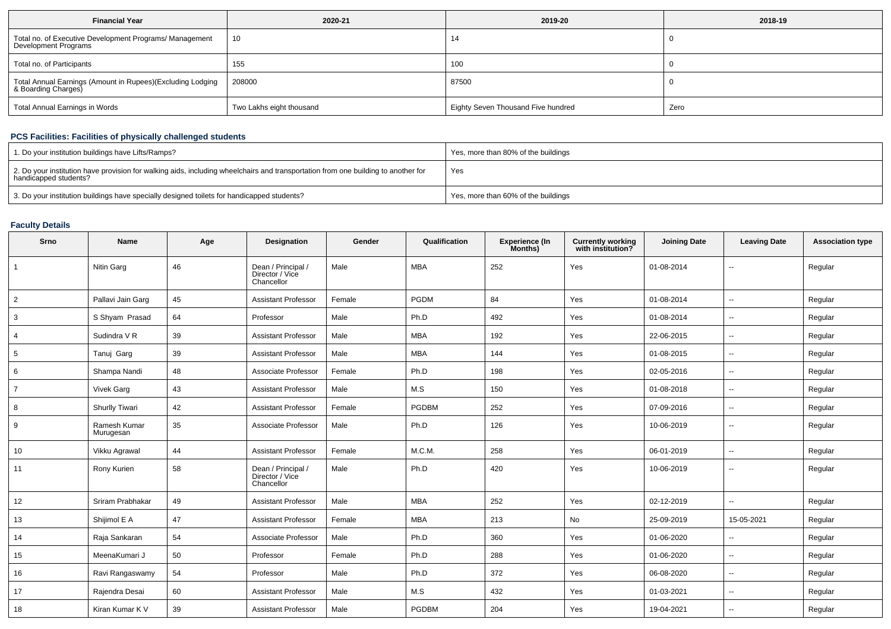| Financial Year | 2020-21 | 2019-20 | 2018-19 |
|---|---|---|---|
| Total no. of Executive Development Programs/ Management Development Programs | 10 | 14 | 0 |
| Total no. of Participants | 155 | 100 | 0 |
| Total Annual Earnings (Amount in Rupees)(Excluding Lodging & Boarding Charges) | 208000 | 87500 | 0 |
| Total Annual Earnings in Words | Two Lakhs eight thousand | Eighty Seven Thousand Five hundred | Zero |

### PCS Facilities: Facilities of physically challenged students

| | |
|---|---|
| 1. Do your institution buildings have Lifts/Ramps? | Yes, more than 80% of the buildings |
| 2. Do your institution have provision for walking aids, including wheelchairs and transportation from one building to another for handicapped students? | Yes |
| 3. Do your institution buildings have specially designed toilets for handicapped students? | Yes, more than 60% of the buildings |

### Faculty Details

| Srno | Name | Age | Designation | Gender | Qualification | Experience (In Months) | Currently working with institution? | Joining Date | Leaving Date | Association type |
|---|---|---|---|---|---|---|---|---|---|---|
| 1 | Nitin Garg | 46 | Dean / Principal / Director / Vice Chancellor | Male | MBA | 252 | Yes | 01-08-2014 | -- | Regular |
| 2 | Pallavi Jain Garg | 45 | Assistant Professor | Female | PGDM | 84 | Yes | 01-08-2014 | -- | Regular |
| 3 | S Shyam Prasad | 64 | Professor | Male | Ph.D | 492 | Yes | 01-08-2014 | -- | Regular |
| 4 | Sudindra V R | 39 | Assistant Professor | Male | MBA | 192 | Yes | 22-06-2015 | -- | Regular |
| 5 | Tanuj Garg | 39 | Assistant Professor | Male | MBA | 144 | Yes | 01-08-2015 | -- | Regular |
| 6 | Shampa Nandi | 48 | Associate Professor | Female | Ph.D | 198 | Yes | 02-05-2016 | -- | Regular |
| 7 | Vivek Garg | 43 | Assistant Professor | Male | M.S | 150 | Yes | 01-08-2018 | -- | Regular |
| 8 | Shurlly Tiwari | 42 | Assistant Professor | Female | PGDBM | 252 | Yes | 07-09-2016 | -- | Regular |
| 9 | Ramesh Kumar Murugesan | 35 | Associate Professor | Male | Ph.D | 126 | Yes | 10-06-2019 | -- | Regular |
| 10 | Vikku Agrawal | 44 | Assistant Professor | Female | M.C.M. | 258 | Yes | 06-01-2019 | -- | Regular |
| 11 | Rony Kurien | 58 | Dean / Principal / Director / Vice Chancellor | Male | Ph.D | 420 | Yes | 10-06-2019 | -- | Regular |
| 12 | Sriram Prabhakar | 49 | Assistant Professor | Male | MBA | 252 | Yes | 02-12-2019 | -- | Regular |
| 13 | Shijimol E A | 47 | Assistant Professor | Female | MBA | 213 | No | 25-09-2019 | 15-05-2021 | Regular |
| 14 | Raja Sankaran | 54 | Associate Professor | Male | Ph.D | 360 | Yes | 01-06-2020 | -- | Regular |
| 15 | MeenaKumari J | 50 | Professor | Female | Ph.D | 288 | Yes | 01-06-2020 | -- | Regular |
| 16 | Ravi Rangaswamy | 54 | Professor | Male | Ph.D | 372 | Yes | 06-08-2020 | -- | Regular |
| 17 | Rajendra Desai | 60 | Assistant Professor | Male | M.S | 432 | Yes | 01-03-2021 | -- | Regular |
| 18 | Kiran Kumar K V | 39 | Assistant Professor | Male | PGDBM | 204 | Yes | 19-04-2021 | -- | Regular |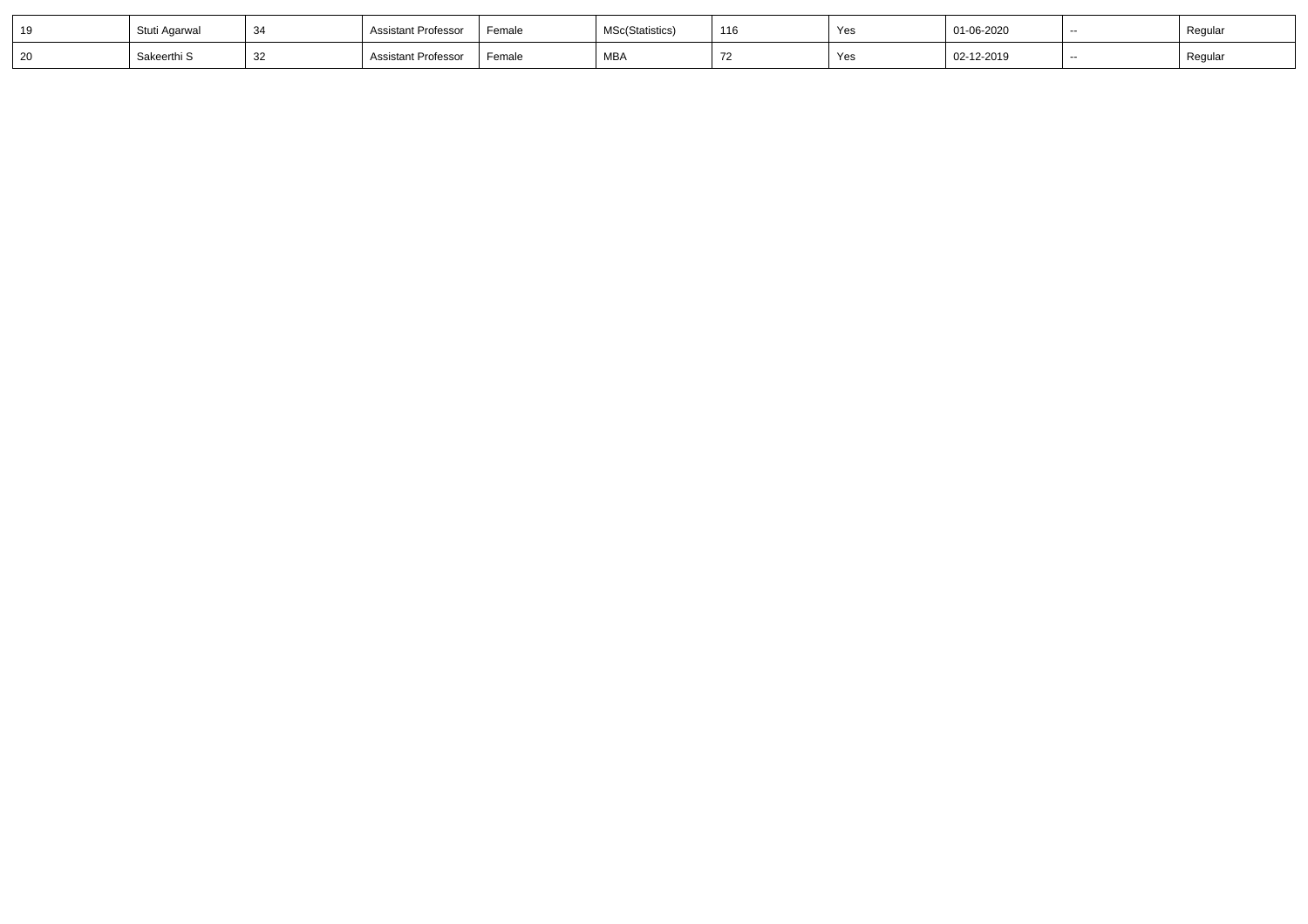| | | | | | | | | | | |
|---|---|---|---|---|---|---|---|---|---|---|
| 19 | Stuti Agarwal | 34 | Assistant Professor | Female | MSc(Statistics) | 116 | Yes | 01-06-2020 | -- | Regular |
| 20 | Sakeerthi S | 32 | Assistant Professor | Female | MBA | 72 | Yes | 02-12-2019 | -- | Regular |